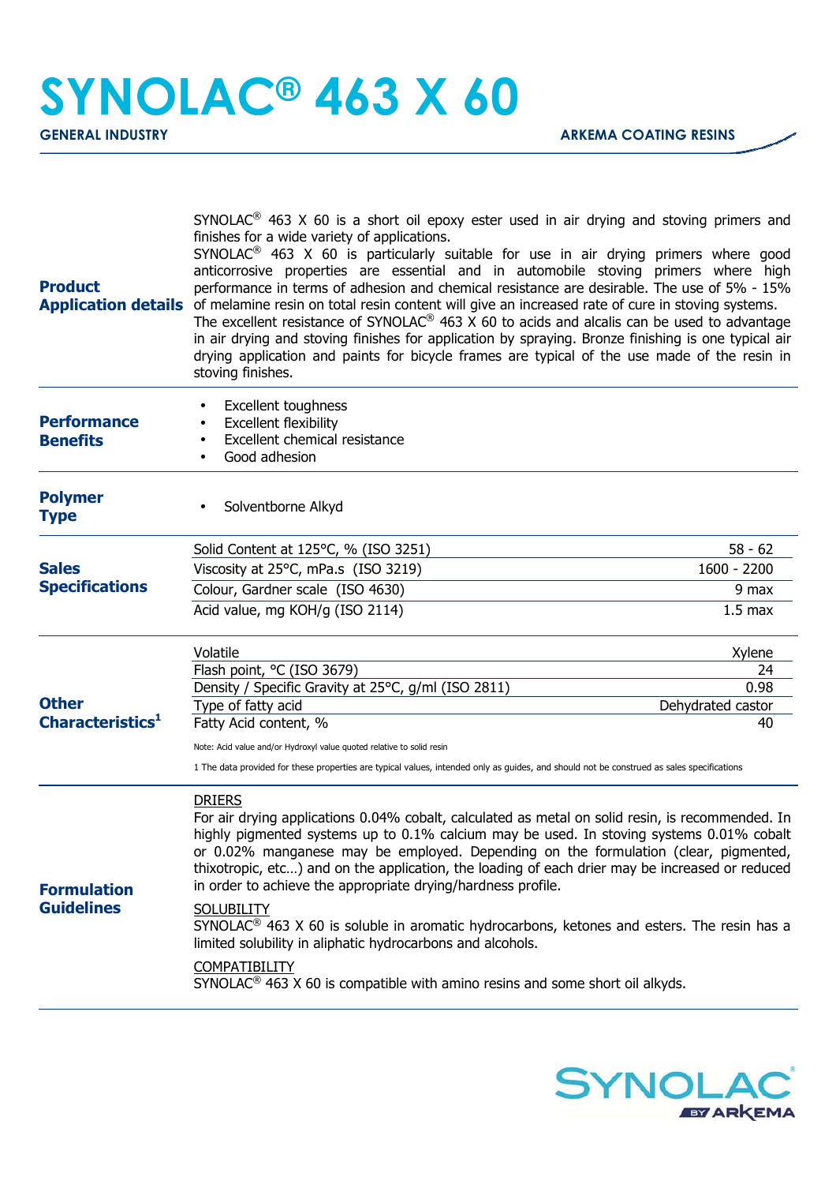# SYNOLAC® 463 X 60

**GENERAL INDUSTRY** **ARKEMA COATING RESINS**

## Product Application details

SYNOLAC® 463 X 60 is a short oil epoxy ester used in air drying and stoving primers and finishes for a wide variety of applications.
SYNOLAC® 463 X 60 is particularly suitable for use in air drying primers where good anticorrosive properties are essential and in automobile stoving primers where high performance in terms of adhesion and chemical resistance are desirable. The use of 5% - 15% of melamine resin on total resin content will give an increased rate of cure in stoving systems.
The excellent resistance of SYNOLAC® 463 X 60 to acids and alcalis can be used to advantage in air drying and stoving finishes for application by spraying. Bronze finishing is one typical air drying application and paints for bicycle frames are typical of the use made of the resin in stoving finishes.

## Performance Benefits

- Excellent toughness
- Excellent flexibility
- Excellent chemical resistance
- Good adhesion

## Polymer Type

- Solventborne Alkyd

## Sales Specifications

| Property | Value |
| --- | --- |
| Solid Content at 125°C, % (ISO 3251) | 58 - 62 |
| Viscosity at 25°C, mPa.s (ISO 3219) | 1600 - 2200 |
| Colour, Gardner scale (ISO 4630) | 9 max |
| Acid value, mg KOH/g (ISO 2114) | 1.5 max |

## Other Characteristics[1]

| Property | Value |
| --- | --- |
| Volatile | Xylene |
| Flash point, °C (ISO 3679) | 24 |
| Density / Specific Gravity at 25°C, g/ml (ISO 2811) | 0.98 |
| Type of fatty acid | Dehydrated castor |
| Fatty Acid content, % | 40 |

Note: Acid value and/or Hydroxyl value quoted relative to solid resin

1 The data provided for these properties are typical values, intended only as guides, and should not be construed as sales specifications

## Formulation Guidelines

DRIERS
For air drying applications 0.04% cobalt, calculated as metal on solid resin, is recommended. In highly pigmented systems up to 0.1% calcium may be used. In stoving systems 0.01% cobalt or 0.02% manganese may be employed. Depending on the formulation (clear, pigmented, thixotropic, etc…) and on the application, the loading of each drier may be increased or reduced in order to achieve the appropriate drying/hardness profile.

SOLUBILITY
SYNOLAC® 463 X 60 is soluble in aromatic hydrocarbons, ketones and esters. The resin has a limited solubility in aliphatic hydrocarbons and alcohols.

COMPATIBILITY
SYNOLAC® 463 X 60 is compatible with amino resins and some short oil alkyds.

SYNOLAC® BY ARKEMA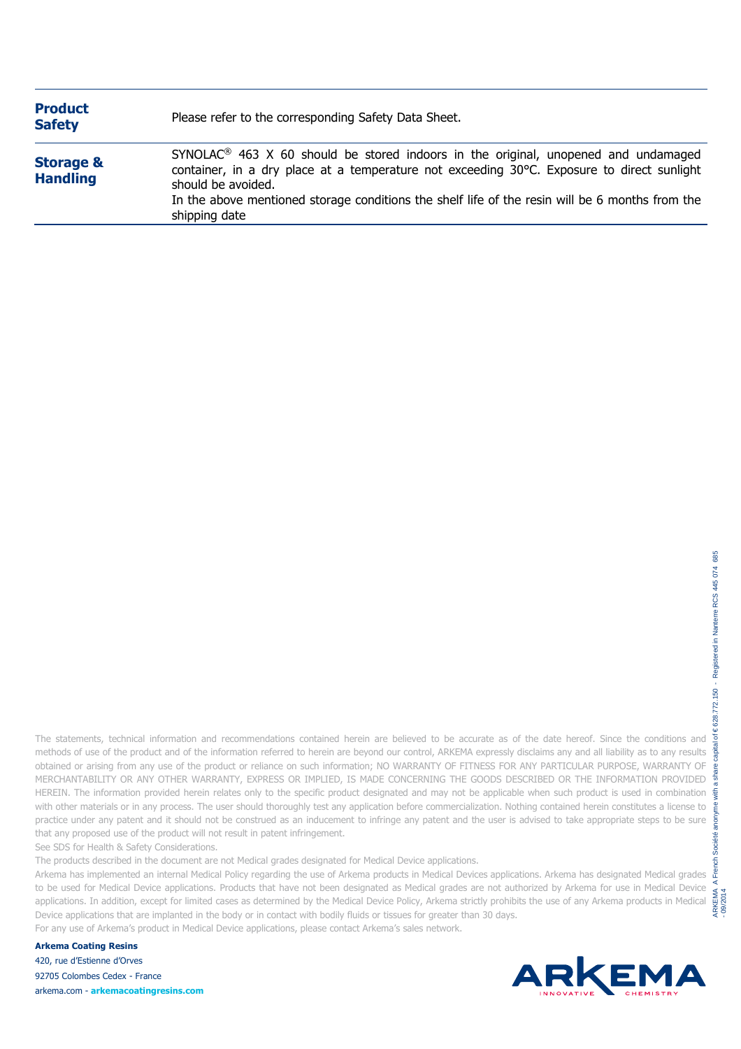| | |
|---|---|
| **Product Safety** | Please refer to the corresponding Safety Data Sheet. |
| **Storage & Handling** | SYNOLAC® 463 X 60 should be stored indoors in the original, unopened and undamaged container, in a dry place at a temperature not exceeding 30°C. Exposure to direct sunlight should be avoided.<br>In the above mentioned storage conditions the shelf life of the resin will be 6 months from the shipping date |

The statements, technical information and recommendations contained herein are believed to be accurate as of the date hereof. Since the conditions and methods of use of the product and of the information referred to herein are beyond our control, ARKEMA expressly disclaims any and all liability as to any results obtained or arising from any use of the product or reliance on such information; NO WARRANTY OF FITNESS FOR ANY PARTICULAR PURPOSE, WARRANTY OF MERCHANTABILITY OR ANY OTHER WARRANTY, EXPRESS OR IMPLIED, IS MADE CONCERNING THE GOODS DESCRIBED OR THE INFORMATION PROVIDED HEREIN. The information provided herein relates only to the specific product designated and may not be applicable when such product is used in combination with other materials or in any process. The user should thoroughly test any application before commercialization. Nothing contained herein constitutes a license to practice under any patent and it should not be construed as an inducement to infringe any patent and the user is advised to take appropriate steps to be sure that any proposed use of the product will not result in patent infringement.

See SDS for Health & Safety Considerations.

The products described in the document are not Medical grades designated for Medical Device applications.

Arkema has implemented an internal Medical Policy regarding the use of Arkema products in Medical Devices applications. Arkema has designated Medical grades to be used for Medical Device applications. Products that have not been designated as Medical grades are not authorized by Arkema for use in Medical Device applications. In addition, except for limited cases as determined by the Medical Device Policy, Arkema strictly prohibits the use of any Arkema products in Medical Device applications that are implanted in the body or in contact with bodily fluids or tissues for greater than 30 days.

For any use of Arkema's product in Medical Device applications, please contact Arkema's sales network.

**Arkema Coating Resins**
420, rue d'Estienne d'Orves
92705 Colombes Cedex - France
arkema.com - **arkemacoatingresins.com**

ARKEMA A French Société anonyme with a share capital of € 628.772.150 - Registered in Nanterre RCS 445 074 685 - 09/2014